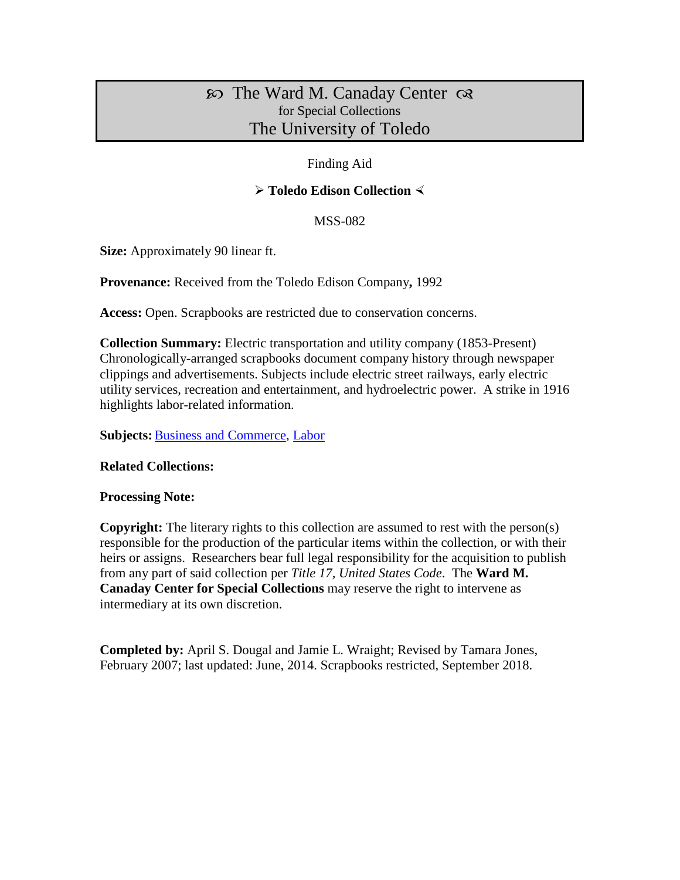# ꕥ The Ward M. Canaday Center ꕥ
for Special Collections
The University of Toledo

Finding Aid

## ➢ Toledo Edison Collection ⋖

MSS-082

**Size:** Approximately 90 linear ft.

**Provenance:** Received from the Toledo Edison Company**,** 1992

**Access:** Open. Scrapbooks are restricted due to conservation concerns.

**Collection Summary:** Electric transportation and utility company (1853-Present) Chronologically-arranged scrapbooks document company history through newspaper clippings and advertisements. Subjects include electric street railways, early electric utility services, recreation and entertainment, and hydroelectric power. A strike in 1916 highlights labor-related information.

**Subjects:** Business and Commerce, Labor

**Related Collections:**

**Processing Note:**

**Copyright:** The literary rights to this collection are assumed to rest with the person(s) responsible for the production of the particular items within the collection, or with their heirs or assigns. Researchers bear full legal responsibility for the acquisition to publish from any part of said collection per *Title 17, United States Code*. The **Ward M. Canaday Center for Special Collections** may reserve the right to intervene as intermediary at its own discretion.

**Completed by:** April S. Dougal and Jamie L. Wraight; Revised by Tamara Jones, February 2007; last updated: June, 2014. Scrapbooks restricted, September 2018.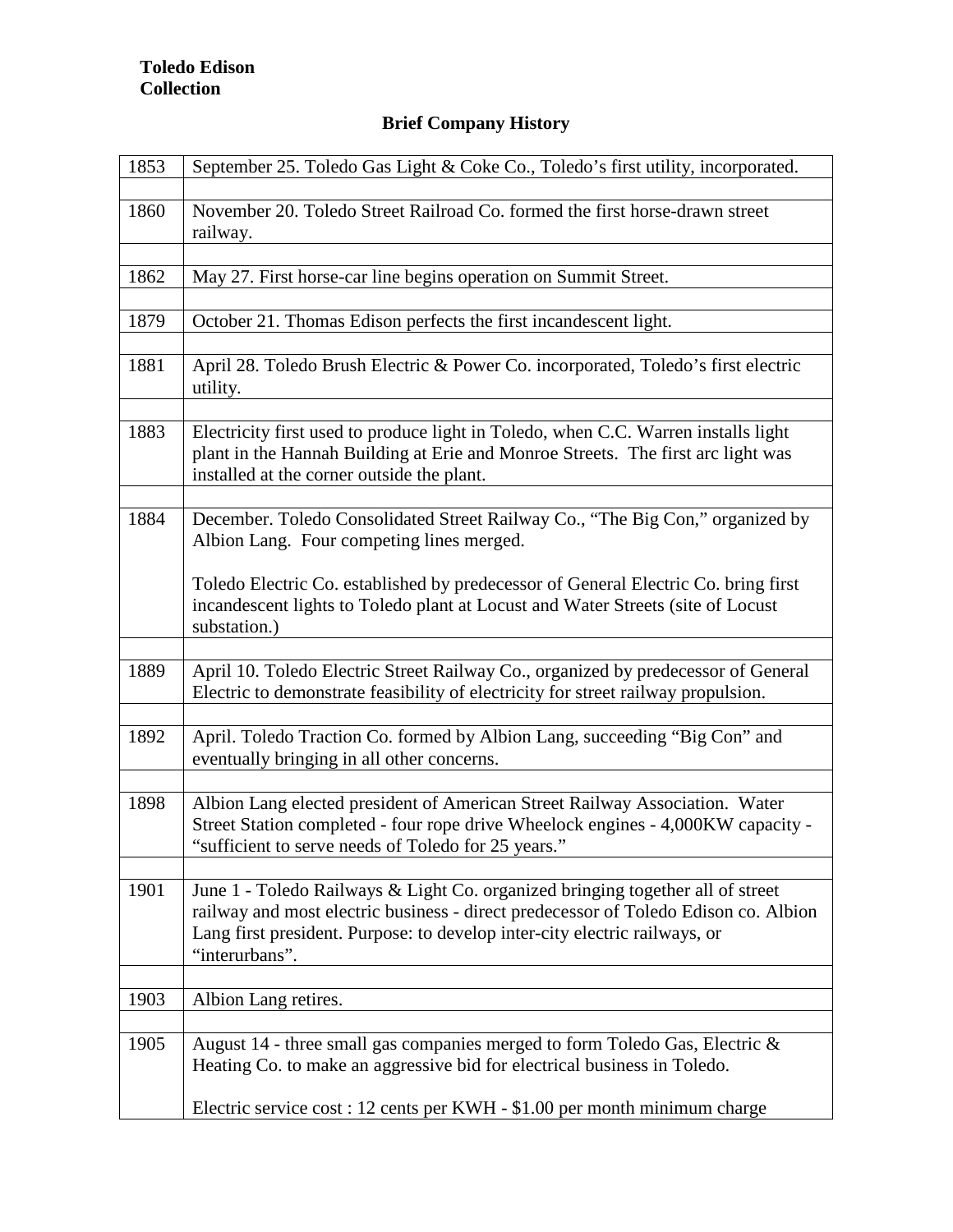**Toledo Edison Collection**

## Brief Company History

| | |
|---|---|
| 1853 | September 25. Toledo Gas Light & Coke Co., Toledo's first utility, incorporated. |
| 1860 | November 20. Toledo Street Railroad Co. formed the first horse-drawn street railway. |
| 1862 | May 27. First horse-car line begins operation on Summit Street. |
| 1879 | October 21. Thomas Edison perfects the first incandescent light. |
| 1881 | April 28. Toledo Brush Electric & Power Co. incorporated, Toledo's first electric utility. |
| 1883 | Electricity first used to produce light in Toledo, when C.C. Warren installs light plant in the Hannah Building at Erie and Monroe Streets. The first arc light was installed at the corner outside the plant. |
| 1884 | December. Toledo Consolidated Street Railway Co., "The Big Con," organized by Albion Lang. Four competing lines merged.<br><br>Toledo Electric Co. established by predecessor of General Electric Co. bring first incandescent lights to Toledo plant at Locust and Water Streets (site of Locust substation.) |
| 1889 | April 10. Toledo Electric Street Railway Co., organized by predecessor of General Electric to demonstrate feasibility of electricity for street railway propulsion. |
| 1892 | April. Toledo Traction Co. formed by Albion Lang, succeeding "Big Con" and eventually bringing in all other concerns. |
| 1898 | Albion Lang elected president of American Street Railway Association. Water Street Station completed - four rope drive Wheelock engines - 4,000KW capacity - "sufficient to serve needs of Toledo for 25 years." |
| 1901 | June 1 - Toledo Railways & Light Co. organized bringing together all of street railway and most electric business - direct predecessor of Toledo Edison co. Albion Lang first president. Purpose: to develop inter-city electric railways, or "interurbans". |
| 1903 | Albion Lang retires. |
| 1905 | August 14 - three small gas companies merged to form Toledo Gas, Electric & Heating Co. to make an aggressive bid for electrical business in Toledo.<br><br>Electric service cost : 12 cents per KWH - $1.00 per month minimum charge |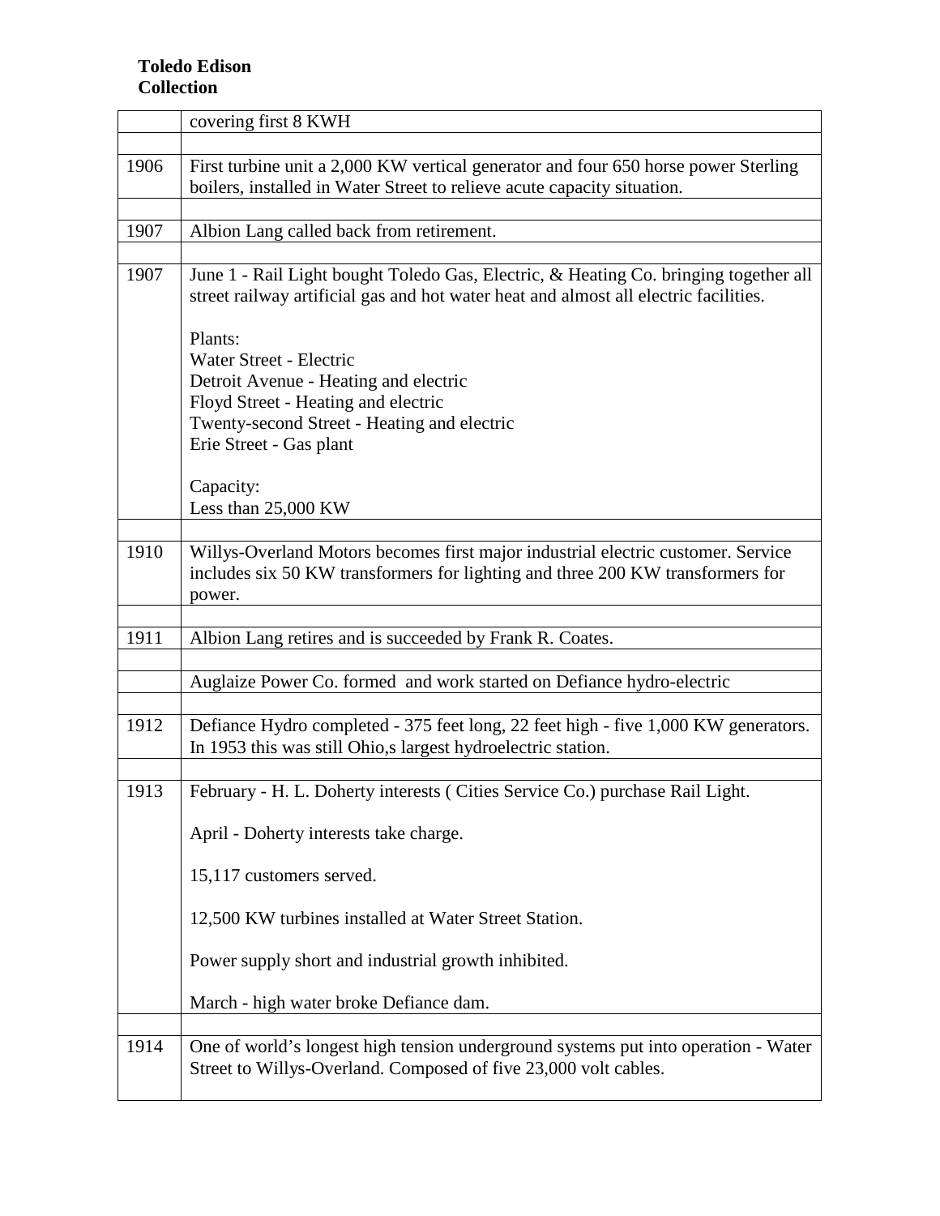**Toledo Edison Collection**

| | |
|---|---|
| | covering first 8 KWH |
| | |
| 1906 | First turbine unit a 2,000 KW vertical generator and four 650 horse power Sterling boilers, installed in Water Street to relieve acute capacity situation. |
| | |
| 1907 | Albion Lang called back from retirement. |
| | |
| 1907 | June 1 - Rail Light bought Toledo Gas, Electric, & Heating Co. bringing together all street railway artificial gas and hot water heat and almost all electric facilities.<br><br>Plants:<br>Water Street - Electric<br>Detroit Avenue - Heating and electric<br>Floyd Street - Heating and electric<br>Twenty-second Street - Heating and electric<br>Erie Street - Gas plant<br><br>Capacity:<br>Less than 25,000 KW |
| | |
| 1910 | Willys-Overland Motors becomes first major industrial electric customer. Service includes six 50 KW transformers for lighting and three 200 KW transformers for power. |
| | |
| 1911 | Albion Lang retires and is succeeded by Frank R. Coates. |
| | |
| | Auglaize Power Co. formed and work started on Defiance hydro-electric |
| | |
| 1912 | Defiance Hydro completed - 375 feet long, 22 feet high - five 1,000 KW generators. In 1953 this was still Ohio,s largest hydroelectric station. |
| | |
| 1913 | February - H. L. Doherty interests ( Cities Service Co.) purchase Rail Light.<br><br>April - Doherty interests take charge.<br><br>15,117 customers served.<br><br>12,500 KW turbines installed at Water Street Station.<br><br>Power supply short and industrial growth inhibited.<br><br>March - high water broke Defiance dam. |
| | |
| 1914 | One of world's longest high tension underground systems put into operation - Water Street to Willys-Overland. Composed of five 23,000 volt cables. |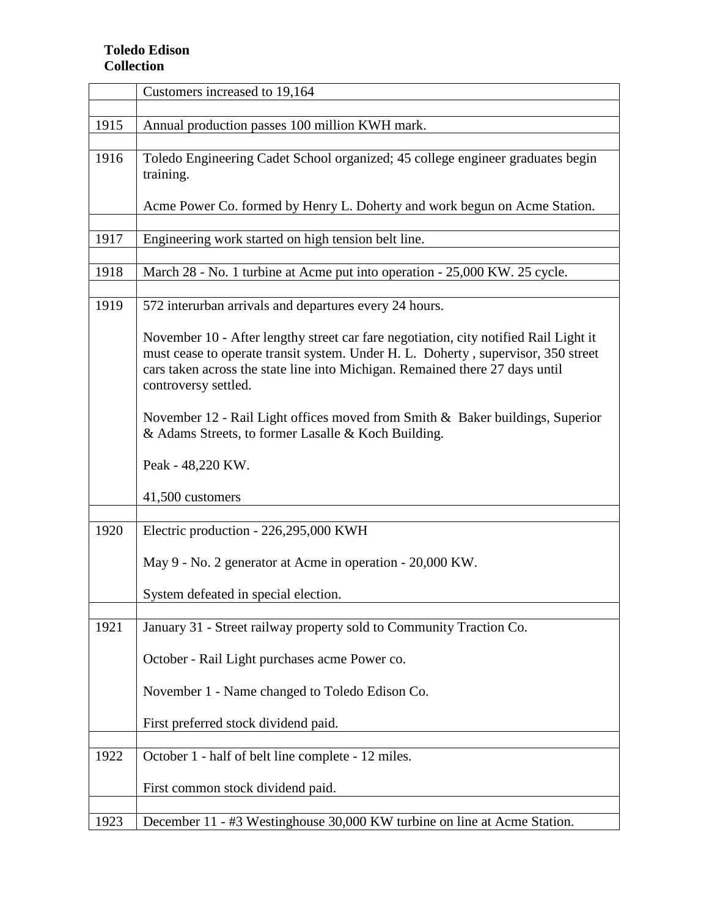**Toledo Edison Collection**

| | |
|---|---|
| | Customers increased to 19,164 |
| | |
| 1915 | Annual production passes 100 million KWH mark. |
| | |
| 1916 | Toledo Engineering Cadet School organized; 45 college engineer graduates begin training.<br><br>Acme Power Co. formed by Henry L. Doherty and work begun on Acme Station. |
| | |
| 1917 | Engineering work started on high tension belt line. |
| | |
| 1918 | March 28 - No. 1 turbine at Acme put into operation - 25,000 KW. 25 cycle. |
| | |
| 1919 | 572 interurban arrivals and departures every 24 hours.<br><br>November 10 - After lengthy street car fare negotiation, city notified Rail Light it must cease to operate transit system. Under H. L. Doherty , supervisor, 350 street cars taken across the state line into Michigan. Remained there 27 days until controversy settled.<br><br>November 12 - Rail Light offices moved from Smith & Baker buildings, Superior & Adams Streets, to former Lasalle & Koch Building.<br><br>Peak - 48,220 KW.<br><br>41,500 customers |
| | |
| 1920 | Electric production - 226,295,000 KWH<br><br>May 9 - No. 2 generator at Acme in operation - 20,000 KW.<br><br>System defeated in special election. |
| | |
| 1921 | January 31 - Street railway property sold to Community Traction Co.<br><br>October - Rail Light purchases acme Power co.<br><br>November 1 - Name changed to Toledo Edison Co.<br><br>First preferred stock dividend paid. |
| | |
| 1922 | October 1 - half of belt line complete - 12 miles.<br><br>First common stock dividend paid. |
| | |
| 1923 | December 11 - #3 Westinghouse 30,000 KW turbine on line at Acme Station. |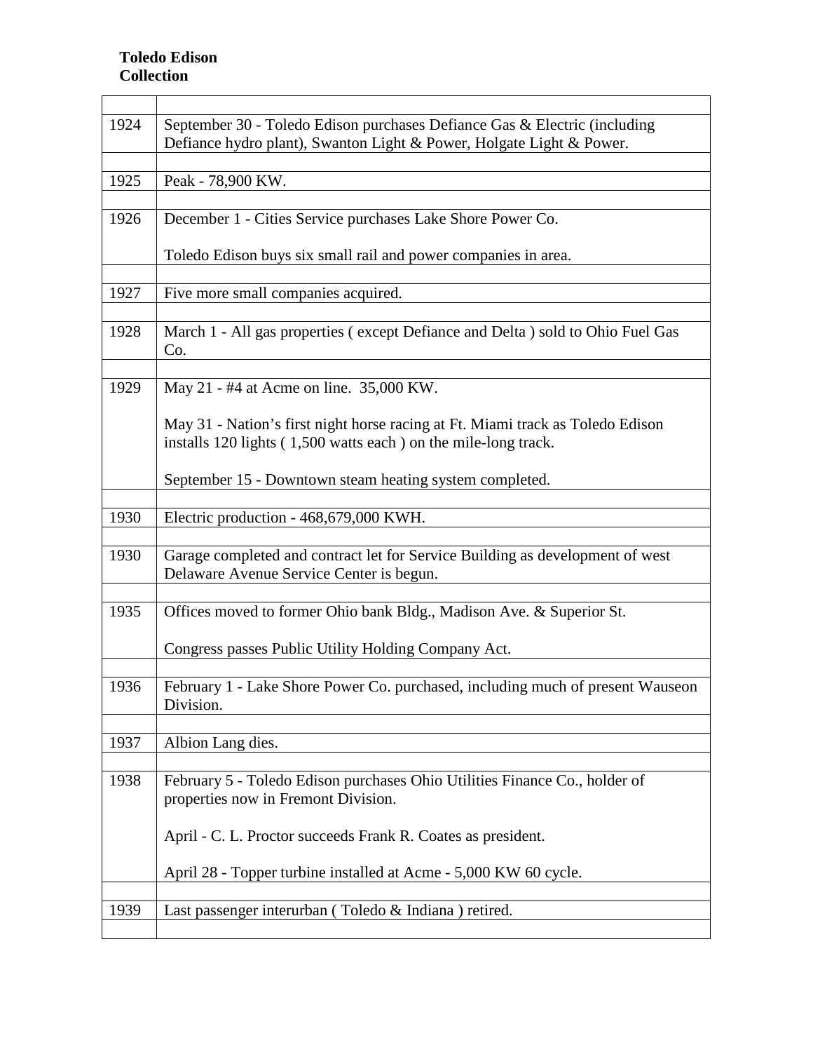**Toledo Edison Collection**

| | |
|---|---|
| 1924 | September 30 - Toledo Edison purchases Defiance Gas & Electric (including Defiance hydro plant), Swanton Light & Power, Holgate Light & Power. |
| | |
| 1925 | Peak - 78,900 KW. |
| | |
| 1926 | December 1 - Cities Service purchases Lake Shore Power Co.<br><br>Toledo Edison buys six small rail and power companies in area. |
| | |
| 1927 | Five more small companies acquired. |
| | |
| 1928 | March 1 - All gas properties ( except Defiance and Delta ) sold to Ohio Fuel Gas Co. |
| | |
| 1929 | May 21 - #4 at Acme on line. 35,000 KW.<br><br>May 31 - Nation's first night horse racing at Ft. Miami track as Toledo Edison installs 120 lights ( 1,500 watts each ) on the mile-long track.<br><br>September 15 - Downtown steam heating system completed. |
| | |
| 1930 | Electric production - 468,679,000 KWH. |
| | |
| 1930 | Garage completed and contract let for Service Building as development of west Delaware Avenue Service Center is begun. |
| | |
| 1935 | Offices moved to former Ohio bank Bldg., Madison Ave. & Superior St.<br><br>Congress passes Public Utility Holding Company Act. |
| | |
| 1936 | February 1 - Lake Shore Power Co. purchased, including much of present Wauseon Division. |
| | |
| 1937 | Albion Lang dies. |
| | |
| 1938 | February 5 - Toledo Edison purchases Ohio Utilities Finance Co., holder of properties now in Fremont Division.<br><br>April - C. L. Proctor succeeds Frank R. Coates as president.<br><br>April 28 - Topper turbine installed at Acme - 5,000 KW 60 cycle. |
| | |
| 1939 | Last passenger interurban ( Toledo & Indiana ) retired. |
| | |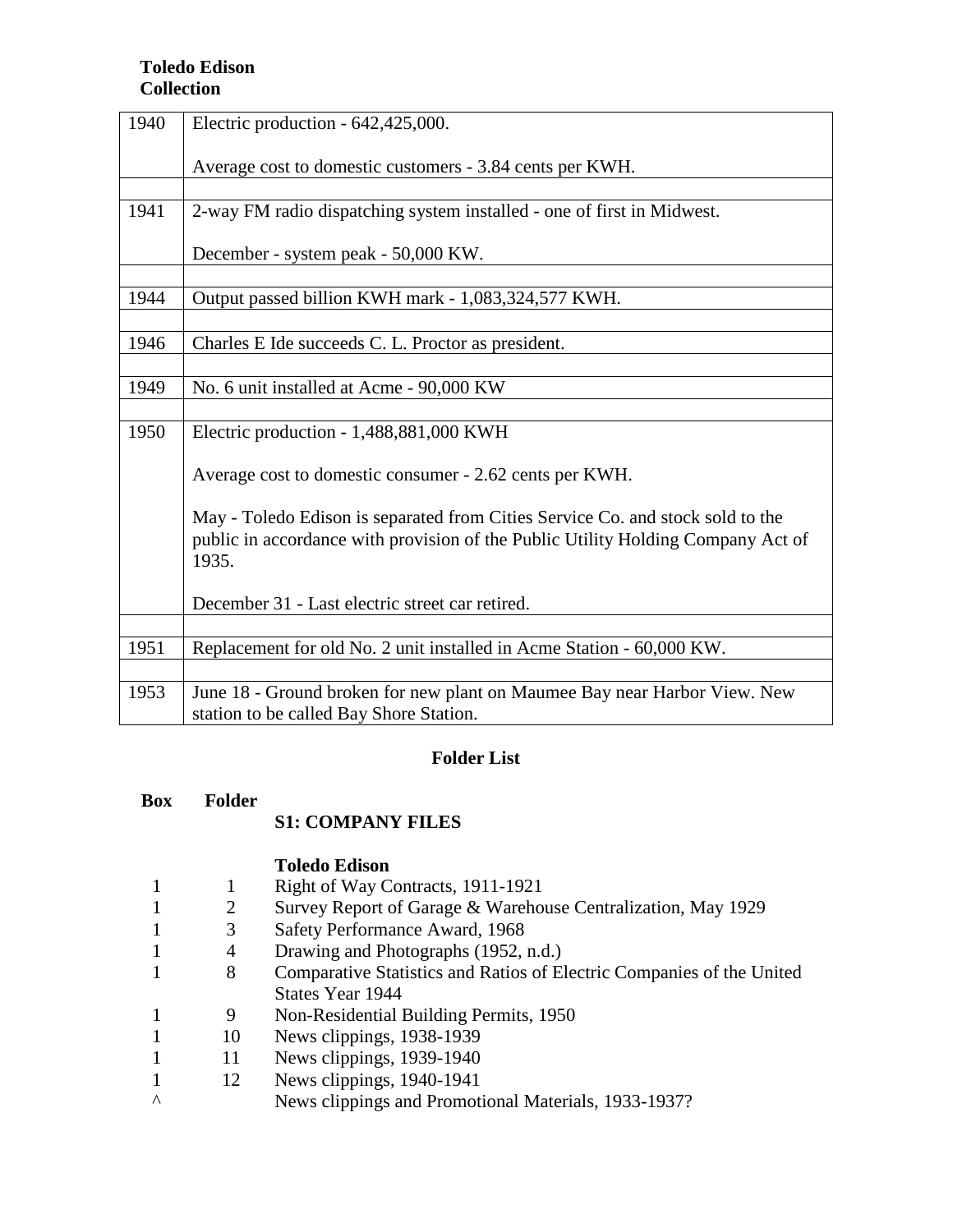**Toledo Edison Collection**

| | |
|---|---|
| 1940 | Electric production - 642,425,000.<br><br>Average cost to domestic customers - 3.84 cents per KWH. |
| | |
| 1941 | 2-way FM radio dispatching system installed - one of first in Midwest.<br><br>December - system peak - 50,000 KW. |
| | |
| 1944 | Output passed billion KWH mark - 1,083,324,577 KWH. |
| | |
| 1946 | Charles E Ide succeeds C. L. Proctor as president. |
| | |
| 1949 | No. 6 unit installed at Acme - 90,000 KW |
| | |
| 1950 | Electric production - 1,488,881,000 KWH<br><br>Average cost to domestic consumer - 2.62 cents per KWH.<br><br>May - Toledo Edison is separated from Cities Service Co. and stock sold to the public in accordance with provision of the Public Utility Holding Company Act of 1935.<br><br>December 31 - Last electric street car retired. |
| | |
| 1951 | Replacement for old No. 2 unit installed in Acme Station - 60,000 KW. |
| | |
| 1953 | June 18 - Ground broken for new plant on Maumee Bay near Harbor View. New station to be called Bay Shore Station. |

## Folder List

| Box | Folder | |
|---|---|---|
| | | **S1: COMPANY FILES** |
| | | **Toledo Edison** |
| 1 | 1 | Right of Way Contracts, 1911-1921 |
| 1 | 2 | Survey Report of Garage & Warehouse Centralization, May 1929 |
| 1 | 3 | Safety Performance Award, 1968 |
| 1 | 4 | Drawing and Photographs (1952, n.d.) |
| 1 | 8 | Comparative Statistics and Ratios of Electric Companies of the United States Year 1944 |
| 1 | 9 | Non-Residential Building Permits, 1950 |
| 1 | 10 | News clippings, 1938-1939 |
| 1 | 11 | News clippings, 1939-1940 |
| 1 | 12 | News clippings, 1940-1941 |
| ^ | | News clippings and Promotional Materials, 1933-1937? |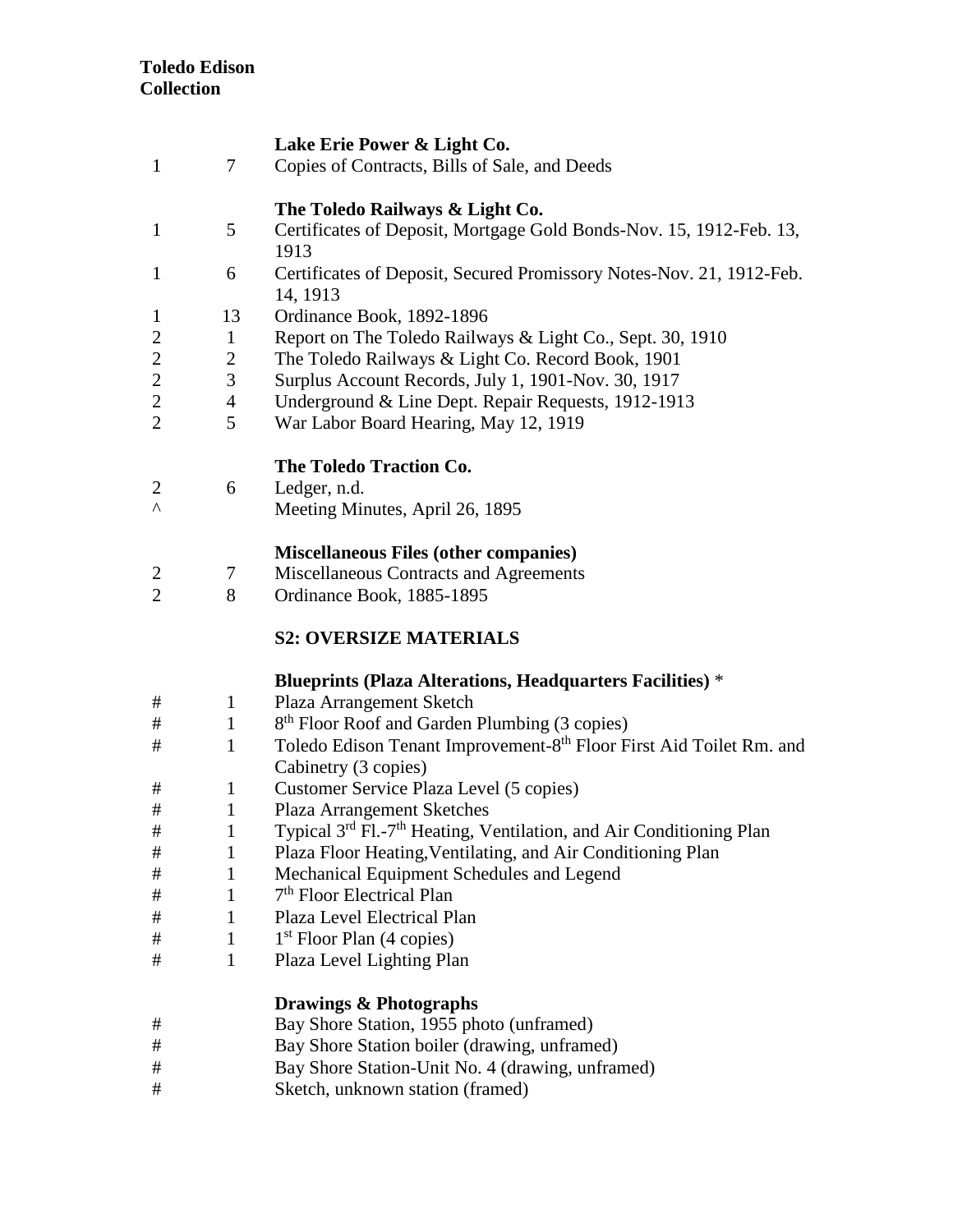**Toledo Edison Collection**

| | | |
|---|---|---|
| | | **Lake Erie Power & Light Co.** |
| 1 | 7 | Copies of Contracts, Bills of Sale, and Deeds |
| | | **The Toledo Railways & Light Co.** |
| 1 | 5 | Certificates of Deposit, Mortgage Gold Bonds-Nov. 15, 1912-Feb. 13, 1913 |
| 1 | 6 | Certificates of Deposit, Secured Promissory Notes-Nov. 21, 1912-Feb. 14, 1913 |
| 1 | 13 | Ordinance Book, 1892-1896 |
| 2 | 1 | Report on The Toledo Railways & Light Co., Sept. 30, 1910 |
| 2 | 2 | The Toledo Railways & Light Co. Record Book, 1901 |
| 2 | 3 | Surplus Account Records, July 1, 1901-Nov. 30, 1917 |
| 2 | 4 | Underground & Line Dept. Repair Requests, 1912-1913 |
| 2 | 5 | War Labor Board Hearing, May 12, 1919 |
| | | **The Toledo Traction Co.** |
| 2 | 6 | Ledger, n.d. |
| ^ | | Meeting Minutes, April 26, 1895 |
| | | **Miscellaneous Files (other companies)** |
| 2 | 7 | Miscellaneous Contracts and Agreements |
| 2 | 8 | Ordinance Book, 1885-1895 |

**S2: OVERSIZE MATERIALS**

| | | |
|---|---|---|
| | | **Blueprints (Plaza Alterations, Headquarters Facilities)** * |
| # | 1 | Plaza Arrangement Sketch |
| # | 1 | 8th Floor Roof and Garden Plumbing (3 copies) |
| # | 1 | Toledo Edison Tenant Improvement-8th Floor First Aid Toilet Rm. and Cabinetry (3 copies) |
| # | 1 | Customer Service Plaza Level (5 copies) |
| # | 1 | Plaza Arrangement Sketches |
| # | 1 | Typical 3rd Fl.-7th Heating, Ventilation, and Air Conditioning Plan |
| # | 1 | Plaza Floor Heating,Ventilating, and Air Conditioning Plan |
| # | 1 | Mechanical Equipment Schedules and Legend |
| # | 1 | 7th Floor Electrical Plan |
| # | 1 | Plaza Level Electrical Plan |
| # | 1 | 1st Floor Plan (4 copies) |
| # | 1 | Plaza Level Lighting Plan |
| | | **Drawings & Photographs** |
| # | | Bay Shore Station, 1955 photo (unframed) |
| # | | Bay Shore Station boiler (drawing, unframed) |
| # | | Bay Shore Station-Unit No. 4 (drawing, unframed) |
| # | | Sketch, unknown station (framed) |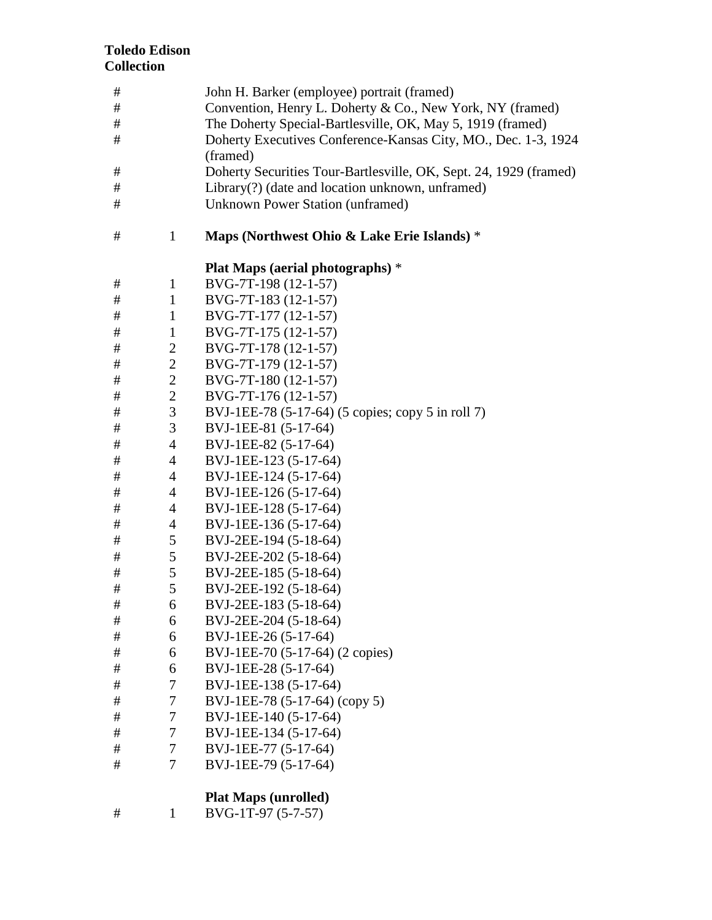**Toledo Edison Collection**

| | | |
|---|---|---|
| # | | John H. Barker (employee) portrait (framed) |
| # | | Convention, Henry L. Doherty & Co., New York, NY (framed) |
| # | | The Doherty Special-Bartlesville, OK, May 5, 1919 (framed) |
| # | | Doherty Executives Conference-Kansas City, MO., Dec. 1-3, 1924 (framed) |
| # | | Doherty Securities Tour-Bartlesville, OK, Sept. 24, 1929 (framed) |
| # | | Library(?) (date and location unknown, unframed) |
| # | | Unknown Power Station (unframed) |
| # | 1 | **Maps (Northwest Ohio & Lake Erie Islands)** * |
| | | **Plat Maps (aerial photographs)** * |
| # | 1 | BVG-7T-198 (12-1-57) |
| # | 1 | BVG-7T-183 (12-1-57) |
| # | 1 | BVG-7T-177 (12-1-57) |
| # | 1 | BVG-7T-175 (12-1-57) |
| # | 2 | BVG-7T-178 (12-1-57) |
| # | 2 | BVG-7T-179 (12-1-57) |
| # | 2 | BVG-7T-180 (12-1-57) |
| # | 2 | BVG-7T-176 (12-1-57) |
| # | 3 | BVJ-1EE-78 (5-17-64) (5 copies; copy 5 in roll 7) |
| # | 3 | BVJ-1EE-81 (5-17-64) |
| # | 4 | BVJ-1EE-82 (5-17-64) |
| # | 4 | BVJ-1EE-123 (5-17-64) |
| # | 4 | BVJ-1EE-124 (5-17-64) |
| # | 4 | BVJ-1EE-126 (5-17-64) |
| # | 4 | BVJ-1EE-128 (5-17-64) |
| # | 4 | BVJ-1EE-136 (5-17-64) |
| # | 5 | BVJ-2EE-194 (5-18-64) |
| # | 5 | BVJ-2EE-202 (5-18-64) |
| # | 5 | BVJ-2EE-185 (5-18-64) |
| # | 5 | BVJ-2EE-192 (5-18-64) |
| # | 6 | BVJ-2EE-183 (5-18-64) |
| # | 6 | BVJ-2EE-204 (5-18-64) |
| # | 6 | BVJ-1EE-26 (5-17-64) |
| # | 6 | BVJ-1EE-70 (5-17-64) (2 copies) |
| # | 6 | BVJ-1EE-28 (5-17-64) |
| # | 7 | BVJ-1EE-138 (5-17-64) |
| # | 7 | BVJ-1EE-78 (5-17-64) (copy 5) |
| # | 7 | BVJ-1EE-140 (5-17-64) |
| # | 7 | BVJ-1EE-134 (5-17-64) |
| # | 7 | BVJ-1EE-77 (5-17-64) |
| # | 7 | BVJ-1EE-79 (5-17-64) |
| | | **Plat Maps (unrolled)** |
| # | 1 | BVG-1T-97 (5-7-57) |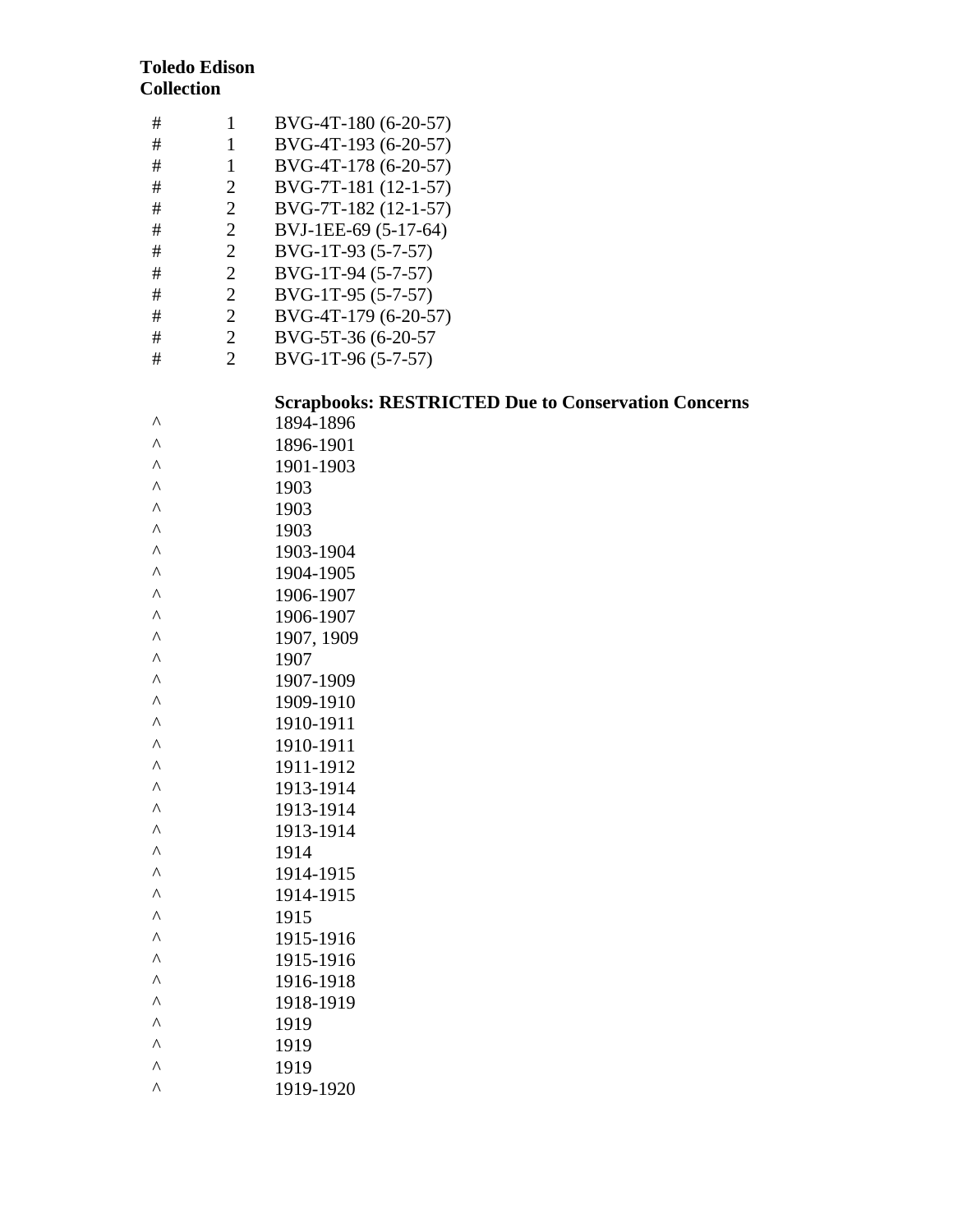**Toledo Edison Collection**

| | | |
|---|---|---|
| # | 1 | BVG-4T-180 (6-20-57) |
| # | 1 | BVG-4T-193 (6-20-57) |
| # | 1 | BVG-4T-178 (6-20-57) |
| # | 2 | BVG-7T-181 (12-1-57) |
| # | 2 | BVG-7T-182 (12-1-57) |
| # | 2 | BVJ-1EE-69 (5-17-64) |
| # | 2 | BVG-1T-93 (5-7-57) |
| # | 2 | BVG-1T-94 (5-7-57) |
| # | 2 | BVG-1T-95 (5-7-57) |
| # | 2 | BVG-4T-179 (6-20-57) |
| # | 2 | BVG-5T-36 (6-20-57 |
| # | 2 | BVG-1T-96 (5-7-57) |

**Scrapbooks: RESTRICTED Due to Conservation Concerns**

| | |
|---|---|
| ^ | 1894-1896 |
| ^ | 1896-1901 |
| ^ | 1901-1903 |
| ^ | 1903 |
| ^ | 1903 |
| ^ | 1903 |
| ^ | 1903-1904 |
| ^ | 1904-1905 |
| ^ | 1906-1907 |
| ^ | 1906-1907 |
| ^ | 1907, 1909 |
| ^ | 1907 |
| ^ | 1907-1909 |
| ^ | 1909-1910 |
| ^ | 1910-1911 |
| ^ | 1910-1911 |
| ^ | 1911-1912 |
| ^ | 1913-1914 |
| ^ | 1913-1914 |
| ^ | 1913-1914 |
| ^ | 1914 |
| ^ | 1914-1915 |
| ^ | 1914-1915 |
| ^ | 1915 |
| ^ | 1915-1916 |
| ^ | 1915-1916 |
| ^ | 1916-1918 |
| ^ | 1918-1919 |
| ^ | 1919 |
| ^ | 1919 |
| ^ | 1919 |
| ^ | 1919-1920 |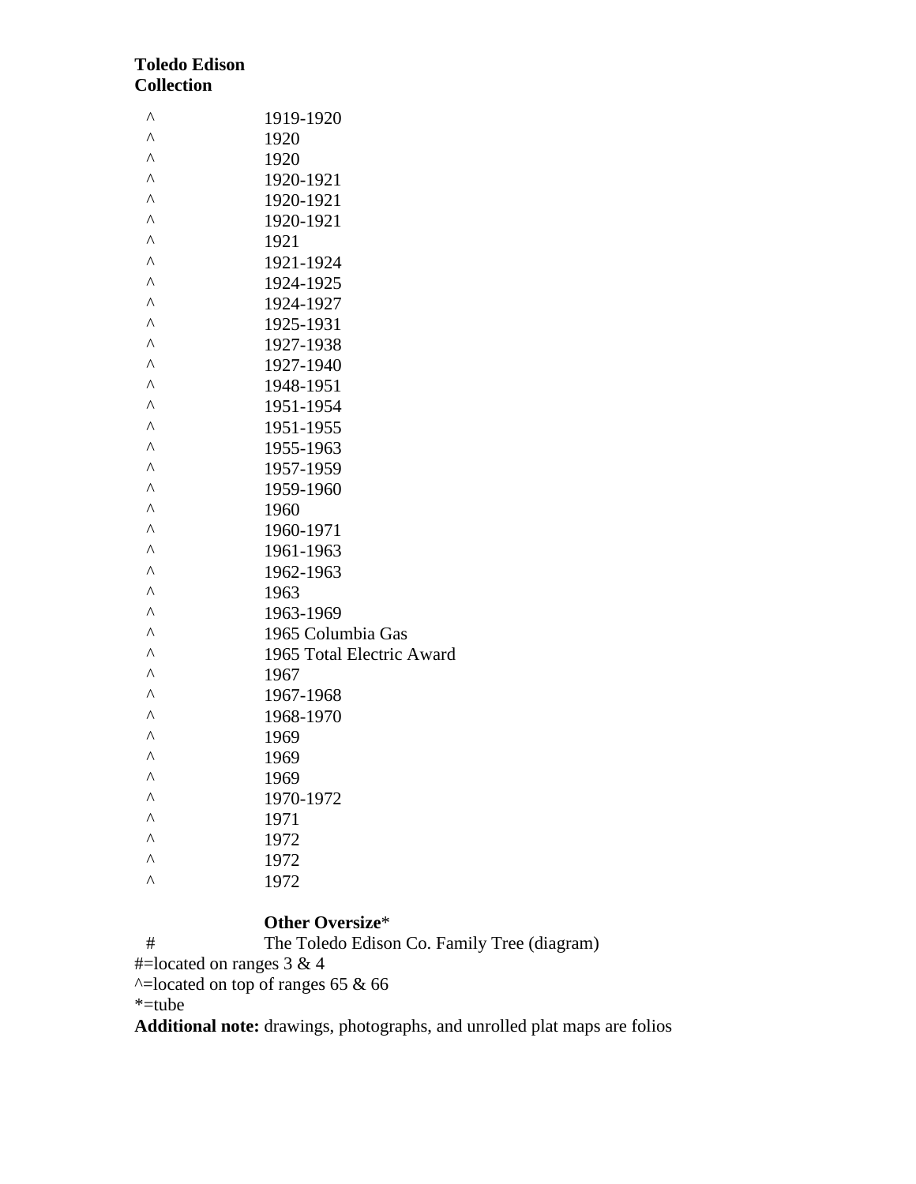**Toledo Edison Collection**

| | |
|---|---|
| ^ | 1919-1920 |
| ^ | 1920 |
| ^ | 1920 |
| ^ | 1920-1921 |
| ^ | 1920-1921 |
| ^ | 1920-1921 |
| ^ | 1921 |
| ^ | 1921-1924 |
| ^ | 1924-1925 |
| ^ | 1924-1927 |
| ^ | 1925-1931 |
| ^ | 1927-1938 |
| ^ | 1927-1940 |
| ^ | 1948-1951 |
| ^ | 1951-1954 |
| ^ | 1951-1955 |
| ^ | 1955-1963 |
| ^ | 1957-1959 |
| ^ | 1959-1960 |
| ^ | 1960 |
| ^ | 1960-1971 |
| ^ | 1961-1963 |
| ^ | 1962-1963 |
| ^ | 1963 |
| ^ | 1963-1969 |
| ^ | 1965 Columbia Gas |
| ^ | 1965 Total Electric Award |
| ^ | 1967 |
| ^ | 1967-1968 |
| ^ | 1968-1970 |
| ^ | 1969 |
| ^ | 1969 |
| ^ | 1969 |
| ^ | 1970-1972 |
| ^ | 1971 |
| ^ | 1972 |
| ^ | 1972 |
| ^ | 1972 |

**Other Oversize***

| | |
|---|---|
| # | The Toledo Edison Co. Family Tree (diagram) |

#=located on ranges 3 & 4

^=located on top of ranges 65 & 66

*=tube

**Additional note:** drawings, photographs, and unrolled plat maps are folios